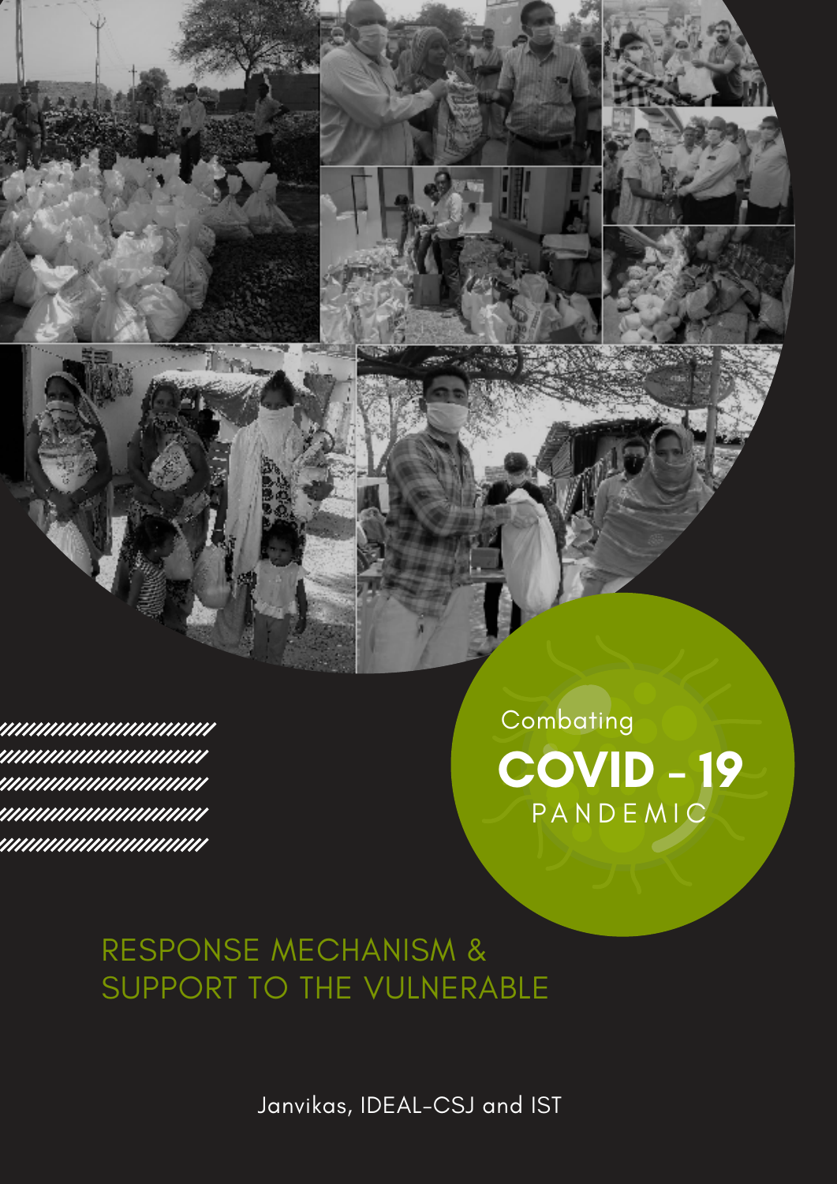Combating

# COVID - 19

PANDEMIC

## RESPONSE MECHANISM & SUPPORT TO THE VULNERABLE

Janvikas, IDEAL-CSJ and IST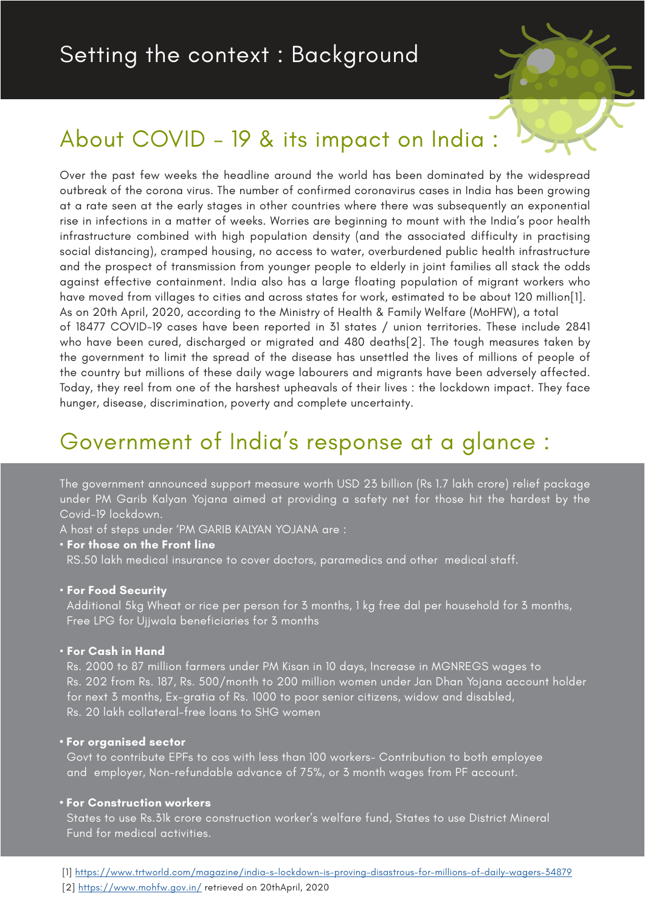# Setting the context : Background

## About COVID – 19 & its impact on India :

Over the past few weeks the headline around the world has been dominated by the widespread outbreak of the corona virus. The number of confirmed coronavirus cases in India has been growing at a rate seen at the early stages in other countries where there was subsequently an exponential rise in infections in a matter of weeks. Worries are beginning to mount with the India's poor health infrastructure combined with high population density (and the associated difficulty in practising social distancing), cramped housing, no access to water, overburdened public health infrastructure and the prospect of transmission from younger people to elderly in joint families all stack the odds against effective containment. India also has a large floating population of migrant workers who have moved from villages to cities and across states for work, estimated to be about 120 million[1].
As on 20th April, 2020, according to the Ministry of Health & Family Welfare (MoHFW), a total of 18477 COVID-19 cases have been reported in 31 states / union territories. These include 2841 who have been cured, discharged or migrated and 480 deaths[2]. The tough measures taken by the government to limit the spread of the disease has unsettled the lives of millions of people of the country but millions of these daily wage labourers and migrants have been adversely affected. Today, they reel from one of the harshest upheavals of their lives : the lockdown impact. They face hunger, disease, discrimination, poverty and complete uncertainty.

## Government of India's response at a glance :

The government announced support measure worth USD 23 billion (Rs 1.7 lakh crore) relief package under PM Garib Kalyan Yojana aimed at providing a safety net for those hit the hardest by the Covid-19 lockdown.
A host of steps under 'PM GARIB KALYAN YOJANA are :

- **For those on the Front line**
  RS.50 lakh medical insurance to cover doctors, paramedics and other medical staff.

- **For Food Security**
  Additional 5kg Wheat or rice per person for 3 months, 1 kg free dal per household for 3 months, Free LPG for Ujjwala beneficiaries for 3 months

- **For Cash in Hand**
  Rs. 2000 to 87 million farmers under PM Kisan in 10 days, Increase in MGNREGS wages to Rs. 202 from Rs. 187, Rs. 500/month to 200 million women under Jan Dhan Yojana account holder for next 3 months, Ex-gratia of Rs. 1000 to poor senior citizens, widow and disabled, Rs. 20 lakh collateral-free loans to SHG women

- **For organised sector**
  Govt to contribute EPFs to cos with less than 100 workers- Contribution to both employee and employer, Non-refundable advance of 75%, or 3 month wages from PF account.

- **For Construction workers**
  States to use Rs.31k crore construction worker's welfare fund, States to use District Mineral Fund for medical activities.

[1] https://www.trtworld.com/magazine/india-s-lockdown-is-proving-disastrous-for-millions-of-daily-wagers-34879
[2] https://www.mohfw.gov.in/ retrieved on 20thApril, 2020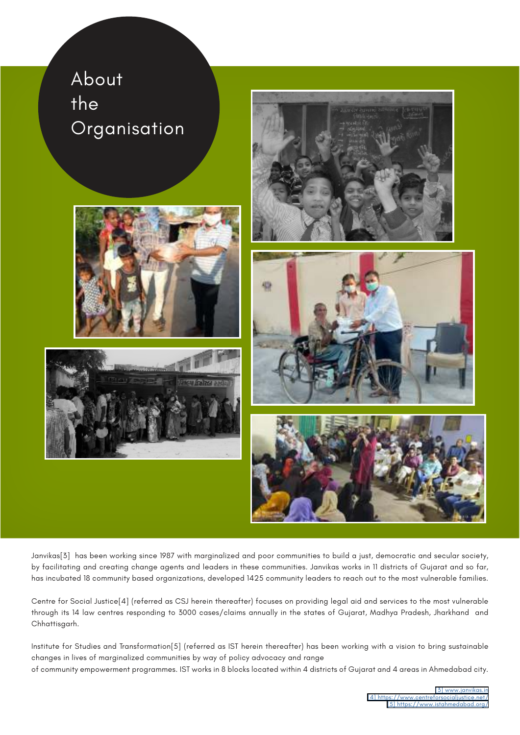# About the Organisation

Janvikas[3] has been working since 1987 with marginalized and poor communities to build a just, democratic and secular society, by facilitating and creating change agents and leaders in these communities. Janvikas works in 11 districts of Gujarat and so far, has incubated 18 community based organizations, developed 1425 community leaders to reach out to the most vulnerable families.

Centre for Social Justice[4] (referred as CSJ herein thereafter) focuses on providing legal aid and services to the most vulnerable through its 14 law centres responding to 3000 cases/claims annually in the states of Gujarat, Madhya Pradesh, Jharkhand and Chhattisgarh.

Institute for Studies and Transformation[5] (referred as IST herein thereafter) has been working with a vision to bring sustainable changes in lives of marginalized communities by way of policy advocacy and range of community empowerment programmes. IST works in 8 blocks located within 4 districts of Gujarat and 4 areas in Ahmedabad city.

[3] www.janvikas.in
[4] https://www.centreforsocialjustice.net/
[5] https://www.istahmedabad.org/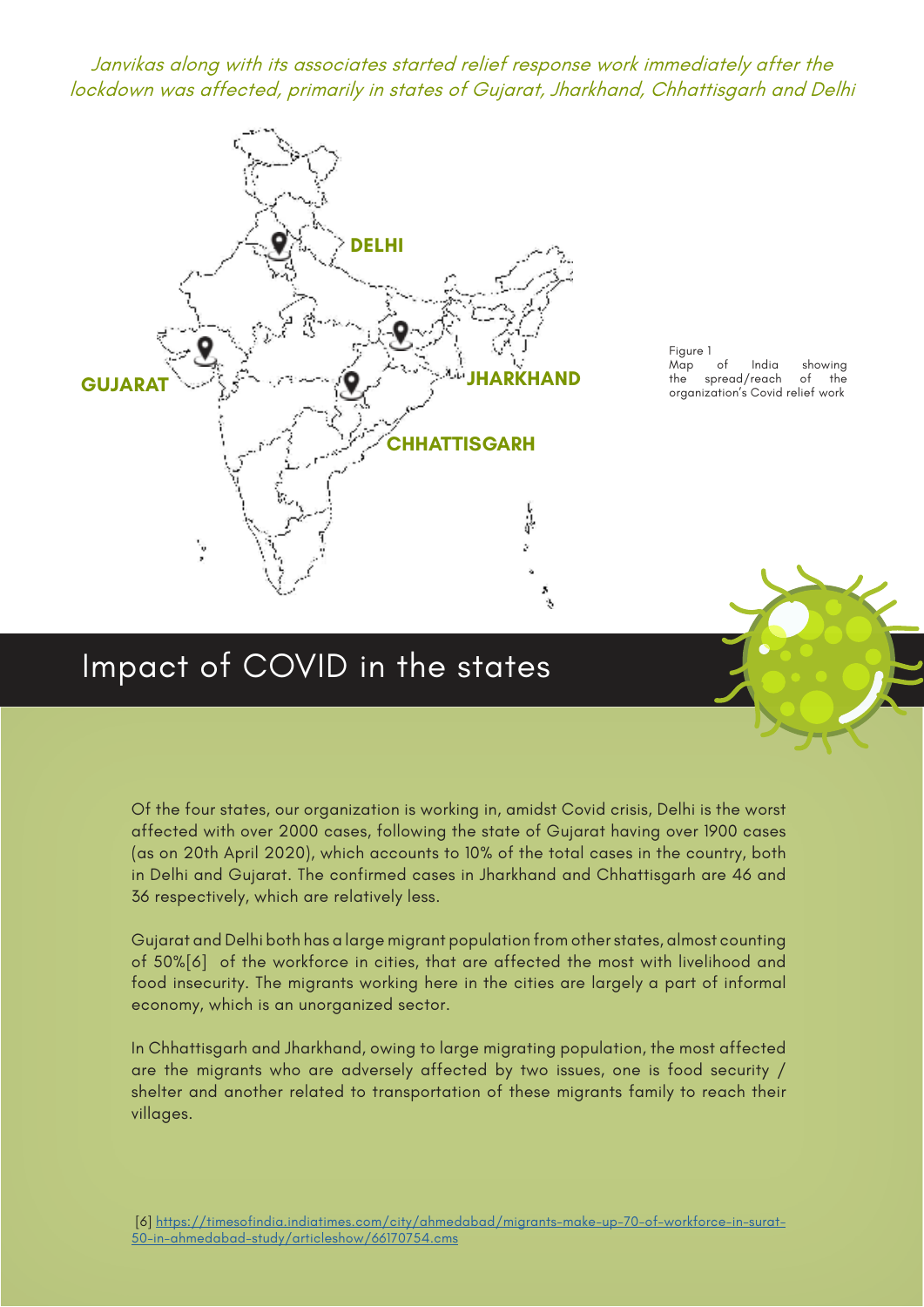*Janvikas along with its associates started relief response work immediately after the lockdown was affected, primarily in states of Gujarat, Jharkhand, Chhattisgarh and Delhi*

DELHI

GUJARAT

JHARKHAND

CHHATTISGARH

Figure 1
Map of India showing the spread/reach of the organization's Covid relief work

# Impact of COVID in the states

Of the four states, our organization is working in, amidst Covid crisis, Delhi is the worst affected with over 2000 cases, following the state of Gujarat having over 1900 cases (as on 20th April 2020), which accounts to 10% of the total cases in the country, both in Delhi and Gujarat. The confirmed cases in Jharkhand and Chhattisgarh are 46 and 36 respectively, which are relatively less.

Gujarat and Delhi both has a large migrant population from other states, almost counting of 50%[6] of the workforce in cities, that are affected the most with livelihood and food insecurity. The migrants working here in the cities are largely a part of informal economy, which is an unorganized sector.

In Chhattisgarh and Jharkhand, owing to large migrating population, the most affected are the migrants who are adversely affected by two issues, one is food security / shelter and another related to transportation of these migrants family to reach their villages.

[6] https://timesofindia.indiatimes.com/city/ahmedabad/migrants-make-up-70-of-workforce-in-surat-50-in-ahmedabad-study/articleshow/66170754.cms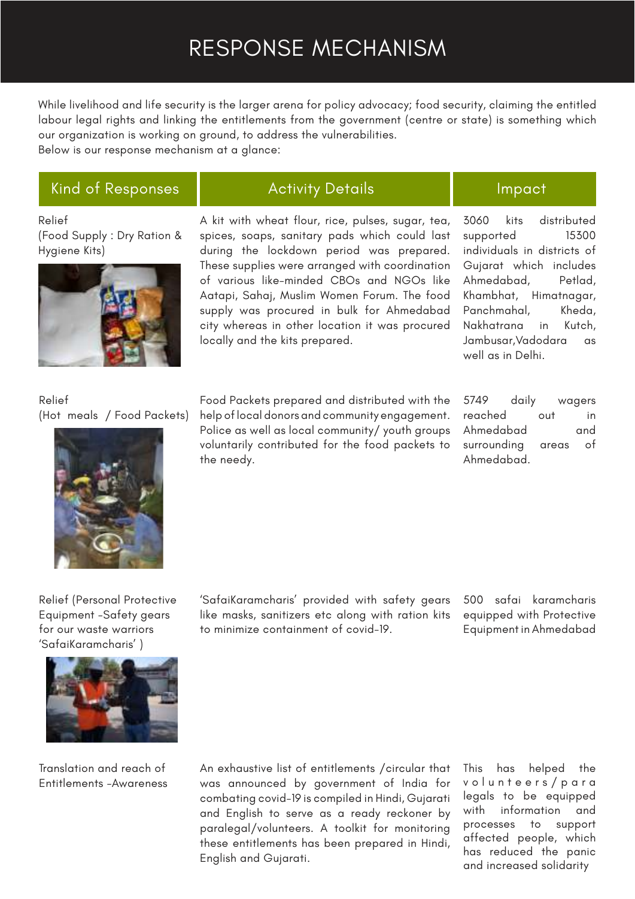# RESPONSE MECHANISM

While livelihood and life security is the larger arena for policy advocacy; food security, claiming the entitled labour legal rights and linking the entitlements from the government (centre or state) is something which our organization is working on ground, to address the vulnerabilities.
Below is our response mechanism at a glance:

| Kind of Responses | Activity Details | Impact |
|---|---|---|
| Relief (Food Supply : Dry Ration & Hygiene Kits) | A kit with wheat flour, rice, pulses, sugar, tea, spices, soaps, sanitary pads which could last during the lockdown period was prepared. These supplies were arranged with coordination of various like-minded CBOs and NGOs like Aatapi, Sahaj, Muslim Women Forum. The food supply was procured in bulk for Ahmedabad city whereas in other location it was procured locally and the kits prepared. | 3060 kits distributed supported 15300 individuals in districts of Gujarat which includes Ahmedabad, Petlad, Khambhat, Himatnagar, Panchmahal, Kheda, Nakhatrana in Kutch, Jambusar,Vadodara as well as in Delhi. |
| Relief (Hot meals / Food Packets) | Food Packets prepared and distributed with the help of local donors and community engagement. Police as well as local community/ youth groups voluntarily contributed for the food packets to the needy. | 5749 daily wagers reached out in Ahmedabad and surrounding areas of Ahmedabad. |
| Relief (Personal Protective Equipment -Safety gears for our waste warriors 'SafaiKaramcharis' ) | 'SafaiKaramcharis' provided with safety gears like masks, sanitizers etc along with ration kits to minimize containment of covid-19. | 500 safai karamcharis equipped with Protective Equipment in Ahmedabad |
| Translation and reach of Entitlements -Awareness | An exhaustive list of entitlements /circular that was announced by government of India for combating covid-19 is compiled in Hindi, Gujarati and English to serve as a ready reckoner by paralegal/volunteers. A toolkit for monitoring these entitlements has been prepared in Hindi, English and Gujarati. | This has helped the volunteers/para legals to be equipped with information and processes to support affected people, which has reduced the panic and increased solidarity |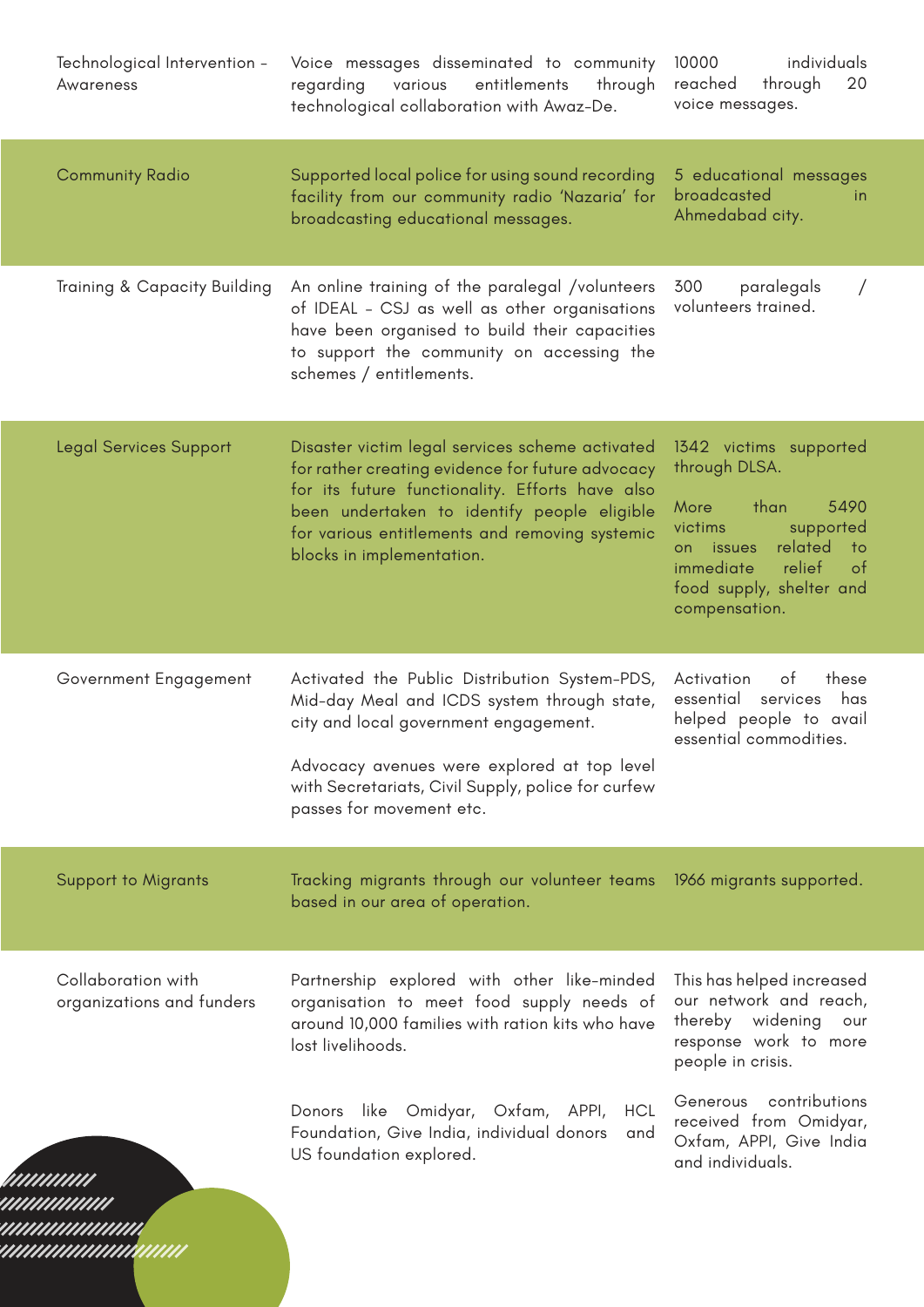| | | |
|---|---|---|
| Technological Intervention - Awareness | Voice messages disseminated to community regarding various entitlements through technological collaboration with Awaz-De. | 10000 individuals reached through 20 voice messages. |
| Community Radio | Supported local police for using sound recording facility from our community radio 'Nazaria' for broadcasting educational messages. | 5 educational messages broadcasted in Ahmedabad city. |
| Training & Capacity Building | An online training of the paralegal /volunteers of IDEAL - CSJ as well as other organisations have been organised to build their capacities to support the community on accessing the schemes / entitlements. | 300 paralegals / volunteers trained. |
| Legal Services Support | Disaster victim legal services scheme activated for rather creating evidence for future advocacy for its future functionality. Efforts have also been undertaken to identify people eligible for various entitlements and removing systemic blocks in implementation. | 1342 victims supported through DLSA.<br><br>More than 5490 victims supported on issues related to immediate relief of food supply, shelter and compensation. |
| Government Engagement | Activated the Public Distribution System-PDS, Mid-day Meal and ICDS system through state, city and local government engagement.<br><br>Advocacy avenues were explored at top level with Secretariats, Civil Supply, police for curfew passes for movement etc. | Activation of these essential services has helped people to avail essential commodities. |
| Support to Migrants | Tracking migrants through our volunteer teams based in our area of operation. | 1966 migrants supported. |
| Collaboration with organizations and funders | Partnership explored with other like-minded organisation to meet food supply needs of around 10,000 families with ration kits who have lost livelihoods.<br><br>Donors like Omidyar, Oxfam, APPI, HCL Foundation, Give India, individual donors and US foundation explored. | This has helped increased our network and reach, thereby widening our response work to more people in crisis.<br><br>Generous contributions received from Omidyar, Oxfam, APPI, Give India and individuals. |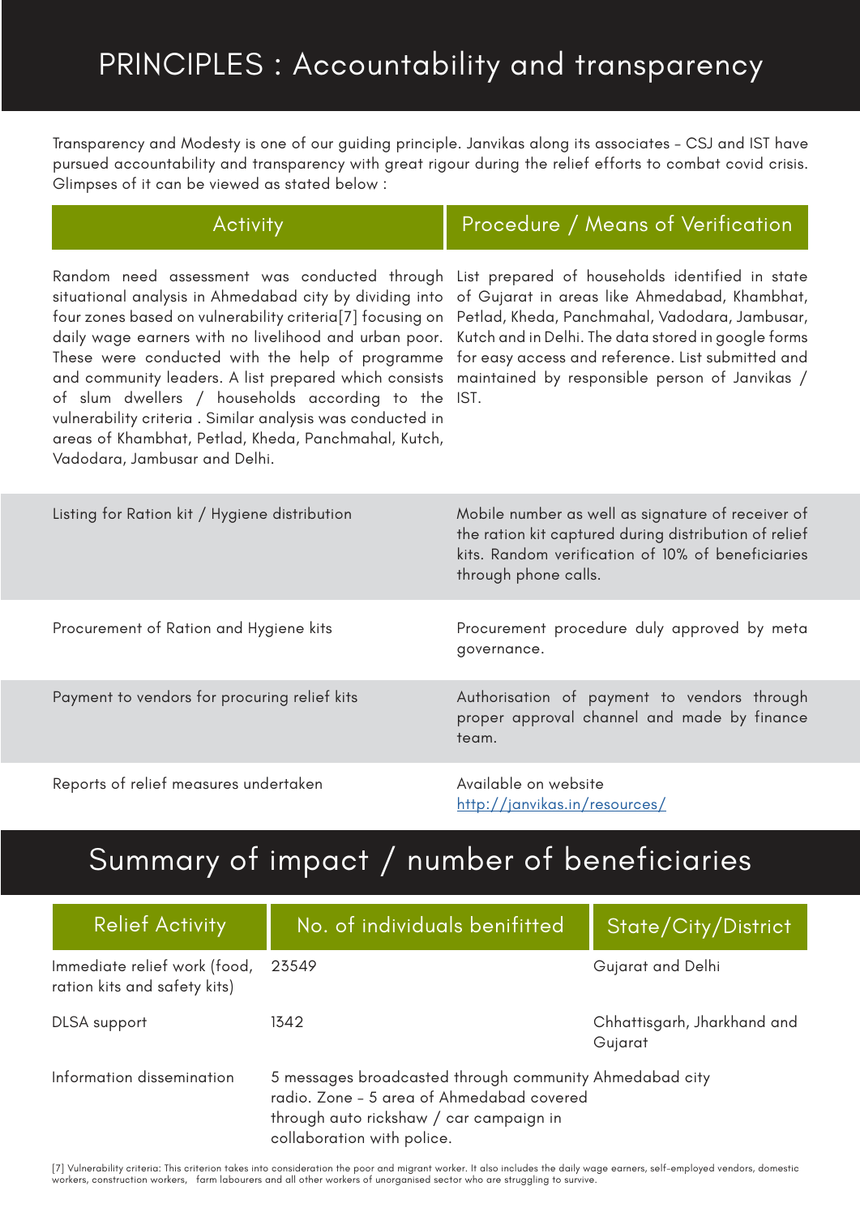# PRINCIPLES : Accountability and transparency

Transparency and Modesty is one of our guiding principle. Janvikas along its associates - CSJ and IST have pursued accountability and transparency with great rigour during the relief efforts to combat covid crisis. Glimpses of it can be viewed as stated below :

| Activity | Procedure / Means of Verification |
|---|---|
| Random need assessment was conducted through situational analysis in Ahmedabad city by dividing into four zones based on vulnerability criteria[7] focusing on daily wage earners with no livelihood and urban poor. These were conducted with the help of programme and community leaders. A list prepared which consists of slum dwellers / households according to the vulnerability criteria . Similar analysis was conducted in areas of Khambhat, Petlad, Kheda, Panchmahal, Kutch, Vadodara, Jambusar and Delhi. | List prepared of households identified in state of Gujarat in areas like Ahmedabad, Khambhat, Petlad, Kheda, Panchmahal, Vadodara, Jambusar, Kutch and in Delhi. The data stored in google forms for easy access and reference. List submitted and maintained by responsible person of Janvikas / IST. |
| Listing for Ration kit / Hygiene distribution | Mobile number as well as signature of receiver of the ration kit captured during distribution of relief kits. Random verification of 10% of beneficiaries through phone calls. |
| Procurement of Ration and Hygiene kits | Procurement procedure duly approved by meta governance. |
| Payment to vendors for procuring relief kits | Authorisation of payment to vendors through proper approval channel and made by finance team. |
| Reports of relief measures undertaken | Available on website [http://janvikas.in/resources/](http://janvikas.in/resources/) |

# Summary of impact / number of beneficiaries

| Relief Activity | No. of individuals benifitted | State/City/District |
|---|---|---|
| Immediate relief work (food, ration kits and safety kits) | 23549 | Gujarat and Delhi |
| DLSA support | 1342 | Chhattisgarh, Jharkhand and Gujarat |
| Information dissemination | 5 messages broadcasted through community radio. Zone - 5 area of Ahmedabad covered through auto rickshaw / car campaign in collaboration with police. | Ahmedabad city |

[7] Vulnerability criteria: This criterion takes into consideration the poor and migrant worker. It also includes the daily wage earners, self-employed vendors, domestic workers, construction workers, farm labourers and all other workers of unorganised sector who are struggling to survive.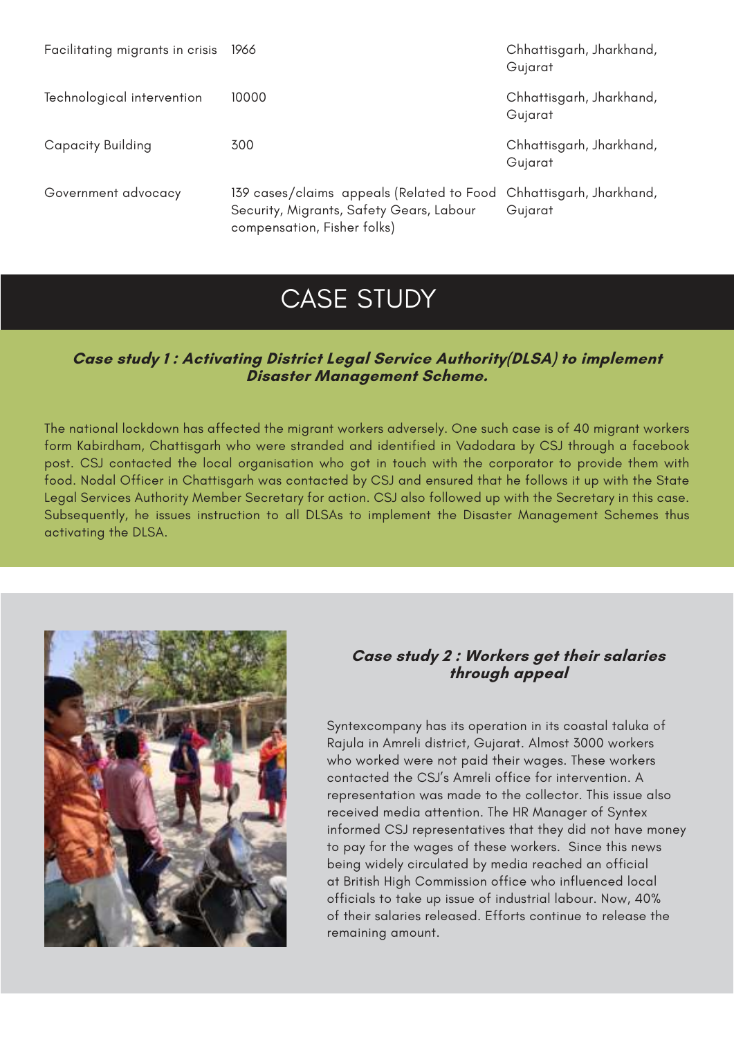| | | |
|---|---|---|
| Facilitating migrants in crisis | 1966 | Chhattisgarh, Jharkhand, Gujarat |
| Technological intervention | 10000 | Chhattisgarh, Jharkhand, Gujarat |
| Capacity Building | 300 | Chhattisgarh, Jharkhand, Gujarat |
| Government advocacy | 139 cases/claims appeals (Related to Food Security, Migrants, Safety Gears, Labour compensation, Fisher folks) | Chhattisgarh, Jharkhand, Gujarat |

# CASE STUDY

### *Case study 1 : Activating District Legal Service Authority(DLSA) to implement Disaster Management Scheme.*

The national lockdown has affected the migrant workers adversely. One such case is of 40 migrant workers form Kabirdham, Chattisgarh who were stranded and identified in Vadodara by CSJ through a facebook post. CSJ contacted the local organisation who got in touch with the corporator to provide them with food. Nodal Officer in Chattisgarh was contacted by CSJ and ensured that he follows it up with the State Legal Services Authority Member Secretary for action. CSJ also followed up with the Secretary in this case. Subsequently, he issues instruction to all DLSAs to implement the Disaster Management Schemes thus activating the DLSA.

### *Case study 2 : Workers get their salaries through appeal*

Syntexcompany has its operation in its coastal taluka of Rajula in Amreli district, Gujarat. Almost 3000 workers who worked were not paid their wages. These workers contacted the CSJ's Amreli office for intervention. A representation was made to the collector. This issue also received media attention. The HR Manager of Syntex informed CSJ representatives that they did not have money to pay for the wages of these workers. Since this news being widely circulated by media reached an official at British High Commission office who influenced local officials to take up issue of industrial labour. Now, 40% of their salaries released. Efforts continue to release the remaining amount.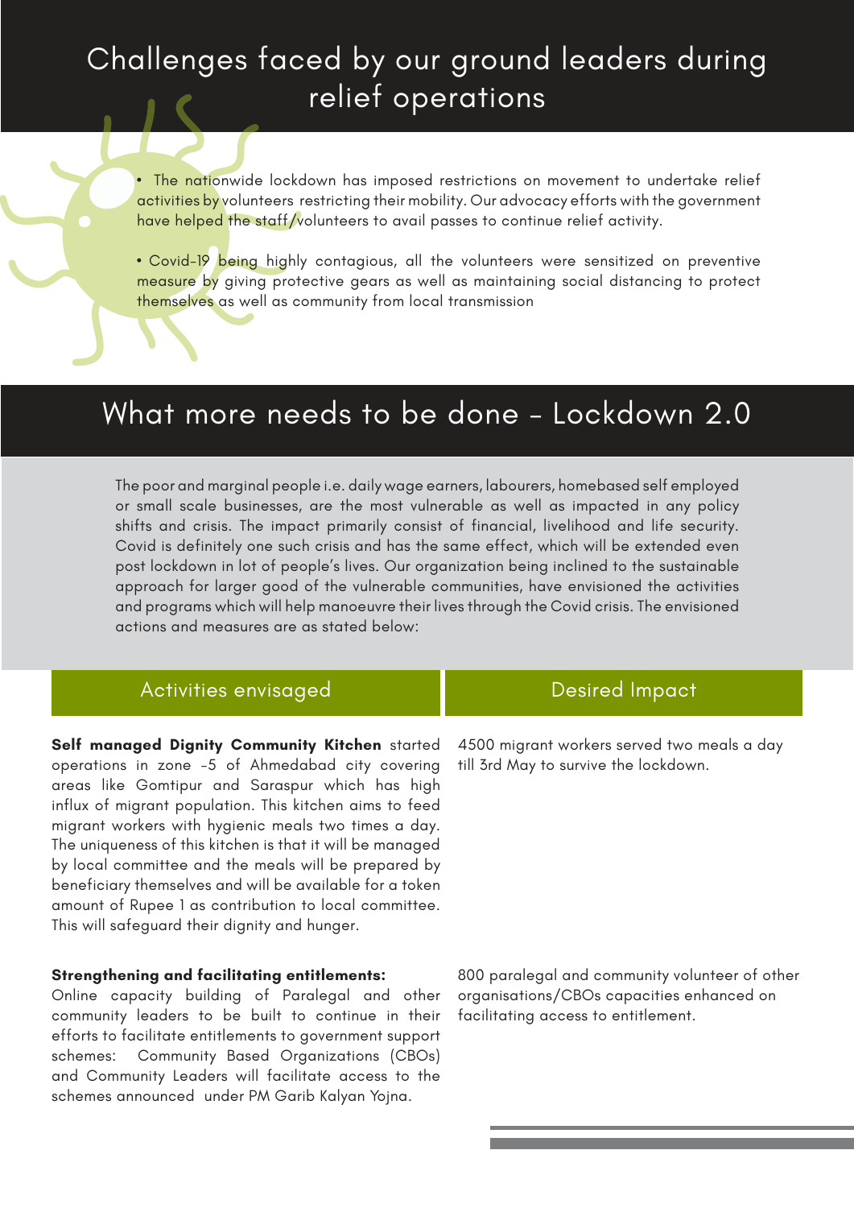# Challenges faced by our ground leaders during relief operations

- The nationwide lockdown has imposed restrictions on movement to undertake relief activities by volunteers restricting their mobility. Our advocacy efforts with the government have helped the staff/volunteers to avail passes to continue relief activity.

- Covid-19 being highly contagious, all the volunteers were sensitized on preventive measure by giving protective gears as well as maintaining social distancing to protect themselves as well as community from local transmission

# What more needs to be done - Lockdown 2.0

The poor and marginal people i.e. daily wage earners, labourers, homebased self employed or small scale businesses, are the most vulnerable as well as impacted in any policy shifts and crisis. The impact primarily consist of financial, livelihood and life security. Covid is definitely one such crisis and has the same effect, which will be extended even post lockdown in lot of people's lives. Our organization being inclined to the sustainable approach for larger good of the vulnerable communities, have envisioned the activities and programs which will help manoeuvre their lives through the Covid crisis. The envisioned actions and measures are as stated below:

| Activities envisaged | Desired Impact |
| --- | --- |
| **Self managed Dignity Community Kitchen** started operations in zone -5 of Ahmedabad city covering areas like Gomtipur and Saraspur which has high influx of migrant population. This kitchen aims to feed migrant workers with hygienic meals two times a day. The uniqueness of this kitchen is that it will be managed by local committee and the meals will be prepared by beneficiary themselves and will be available for a token amount of Rupee 1 as contribution to local committee. This will safeguard their dignity and hunger. | 4500 migrant workers served two meals a day till 3rd May to survive the lockdown. |
| **Strengthening and facilitating entitlements:** Online capacity building of Paralegal and other community leaders to be built to continue in their efforts to facilitate entitlements to government support schemes: Community Based Organizations (CBOs) and Community Leaders will facilitate access to the schemes announced under PM Garib Kalyan Yojna. | 800 paralegal and community volunteer of other organisations/CBOs capacities enhanced on facilitating access to entitlement. |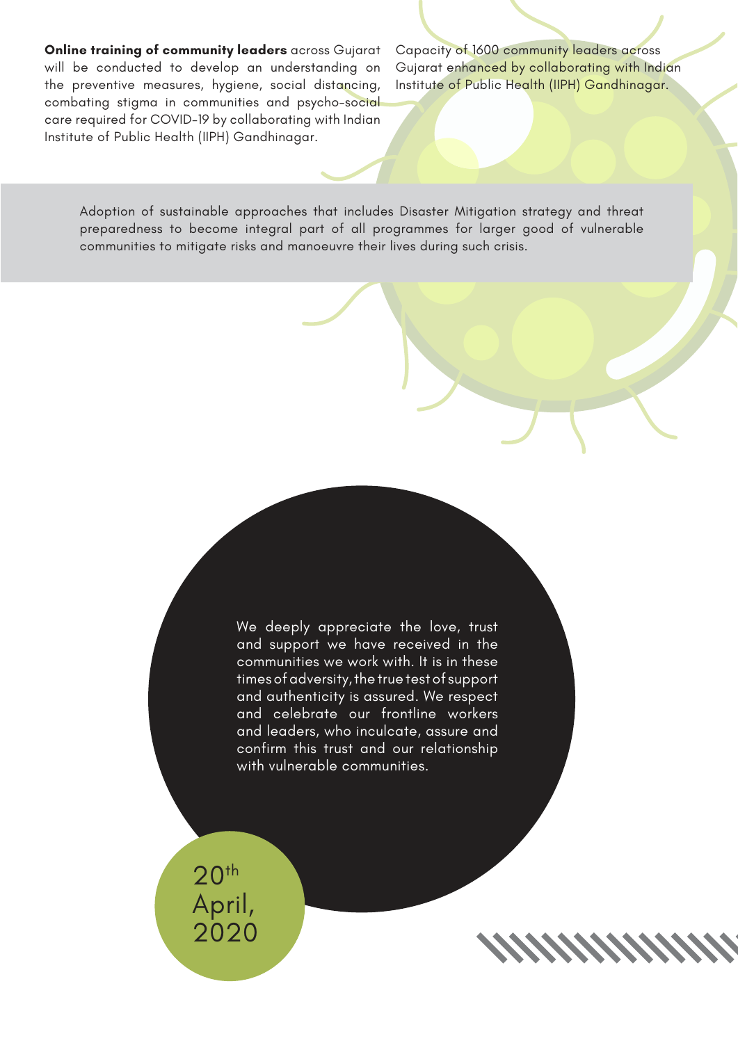**Online training of community leaders** across Gujarat will be conducted to develop an understanding on the preventive measures, hygiene, social distancing, combating stigma in communities and psycho-social care required for COVID-19 by collaborating with Indian Institute of Public Health (IIPH) Gandhinagar.

Capacity of 1600 community leaders across Gujarat enhanced by collaborating with Indian Institute of Public Health (IIPH) Gandhinagar.

Adoption of sustainable approaches that includes Disaster Mitigation strategy and threat preparedness to become integral part of all programmes for larger good of vulnerable communities to mitigate risks and manoeuvre their lives during such crisis.

We deeply appreciate the love, trust and support we have received in the communities we work with. It is in these times of adversity, the true test of support and authenticity is assured. We respect and celebrate our frontline workers and leaders, who inculcate, assure and confirm this trust and our relationship with vulnerable communities.

20th April, 2020